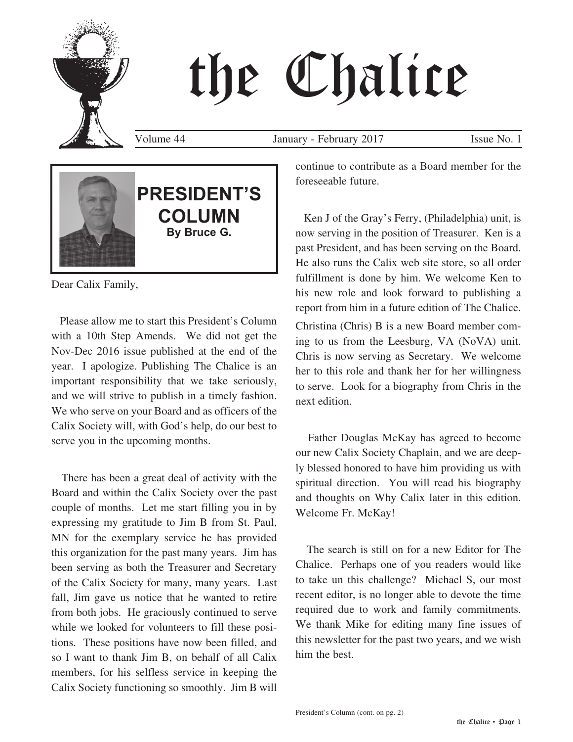# the Chalice

Volume 44 January - February 2017 Issue No. 1

## PRESIDENT'S COLUMN

**By Bruce G.**

Dear Calix Family,

Please allow me to start this President's Column with a 10th Step Amends. We did not get the Nov-Dec 2016 issue published at the end of the year. I apologize. Publishing The Chalice is an important responsibility that we take seriously, and we will strive to publish in a timely fashion. We who serve on your Board and as officers of the Calix Society will, with God's help, do our best to serve you in the upcoming months.

There has been a great deal of activity with the Board and within the Calix Society over the past couple of months. Let me start filling you in by expressing my gratitude to Jim B from St. Paul, MN for the exemplary service he has provided this organization for the past many years. Jim has been serving as both the Treasurer and Secretary of the Calix Society for many, many years. Last fall, Jim gave us notice that he wanted to retire from both jobs. He graciously continued to serve while we looked for volunteers to fill these positions. These positions have now been filled, and so I want to thank Jim B, on behalf of all Calix members, for his selfless service in keeping the Calix Society functioning so smoothly. Jim B will continue to contribute as a Board member for the foreseeable future.

Ken J of the Gray's Ferry, (Philadelphia) unit, is now serving in the position of Treasurer. Ken is a past President, and has been serving on the Board. He also runs the Calix web site store, so all order fulfillment is done by him. We welcome Ken to his new role and look forward to publishing a report from him in a future edition of The Chalice. Christina (Chris) B is a new Board member coming to us from the Leesburg, VA (NoVA) unit. Chris is now serving as Secretary. We welcome her to this role and thank her for her willingness to serve. Look for a biography from Chris in the next edition.

Father Douglas McKay has agreed to become our new Calix Society Chaplain, and we are deeply blessed honored to have him providing us with spiritual direction. You will read his biography and thoughts on Why Calix later in this edition. Welcome Fr. McKay!

The search is still on for a new Editor for The Chalice. Perhaps one of you readers would like to take un this challenge? Michael S, our most recent editor, is no longer able to devote the time required due to work and family commitments. We thank Mike for editing many fine issues of this newsletter for the past two years, and we wish him the best.

President's Column (cont. on pg. 2)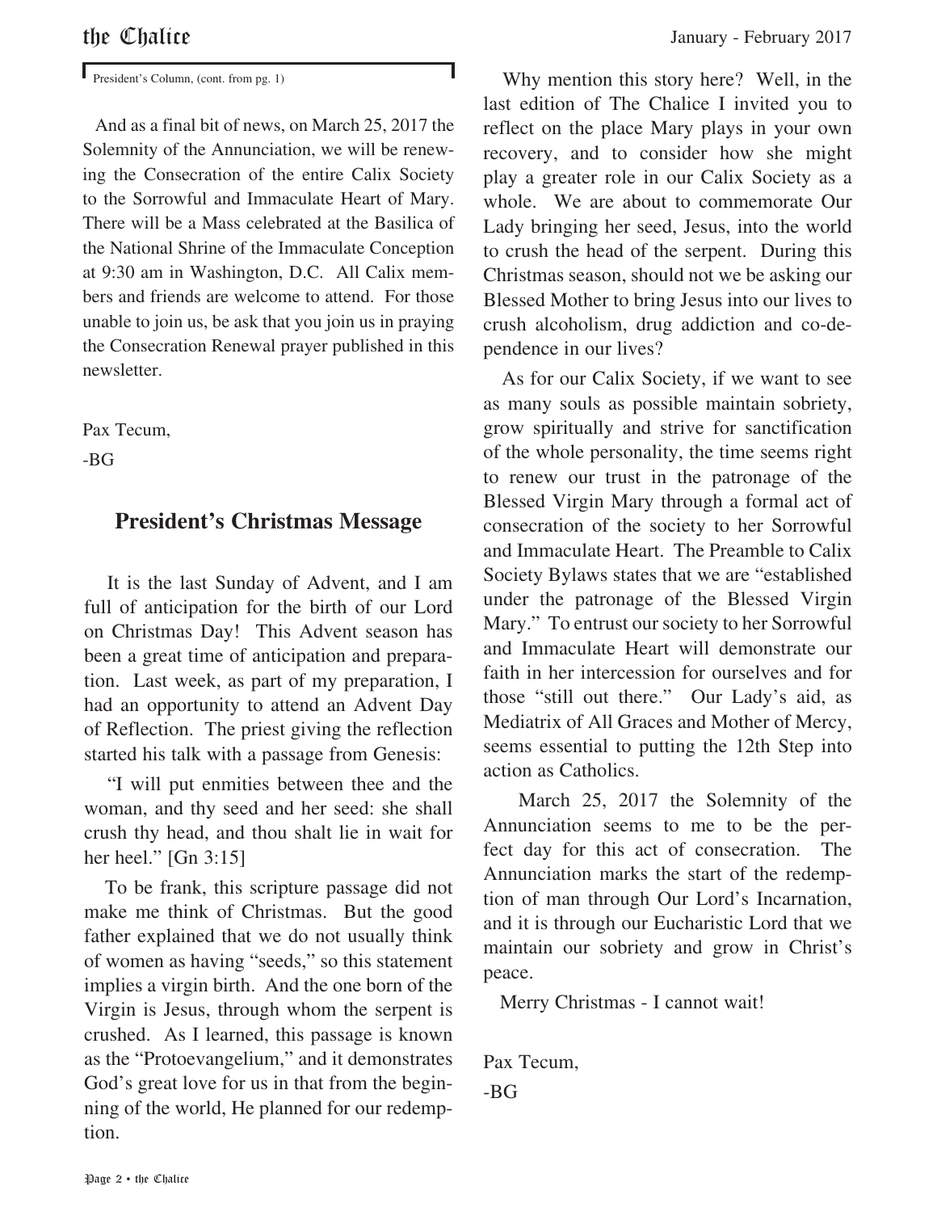President's Column, (cont. from pg. 1)

And as a final bit of news, on March 25, 2017 the Solemnity of the Annunciation, we will be renewing the Consecration of the entire Calix Society to the Sorrowful and Immaculate Heart of Mary. There will be a Mass celebrated at the Basilica of the National Shrine of the Immaculate Conception at 9:30 am in Washington, D.C. All Calix members and friends are welcome to attend. For those unable to join us, be ask that you join us in praying the Consecration Renewal prayer published in this newsletter.

Pax Tecum,

-BG

## President's Christmas Message

It is the last Sunday of Advent, and I am full of anticipation for the birth of our Lord on Christmas Day! This Advent season has been a great time of anticipation and preparation. Last week, as part of my preparation, I had an opportunity to attend an Advent Day of Reflection. The priest giving the reflection started his talk with a passage from Genesis:

"I will put enmities between thee and the woman, and thy seed and her seed: she shall crush thy head, and thou shalt lie in wait for her heel." [Gn 3:15]

To be frank, this scripture passage did not make me think of Christmas. But the good father explained that we do not usually think of women as having "seeds," so this statement implies a virgin birth. And the one born of the Virgin is Jesus, through whom the serpent is crushed. As I learned, this passage is known as the "Protoevangelium," and it demonstrates God's great love for us in that from the beginning of the world, He planned for our redemption.

Why mention this story here? Well, in the last edition of The Chalice I invited you to reflect on the place Mary plays in your own recovery, and to consider how she might play a greater role in our Calix Society as a whole. We are about to commemorate Our Lady bringing her seed, Jesus, into the world to crush the head of the serpent. During this Christmas season, should not we be asking our Blessed Mother to bring Jesus into our lives to crush alcoholism, drug addiction and co-dependence in our lives?

As for our Calix Society, if we want to see as many souls as possible maintain sobriety, grow spiritually and strive for sanctification of the whole personality, the time seems right to renew our trust in the patronage of the Blessed Virgin Mary through a formal act of consecration of the society to her Sorrowful and Immaculate Heart. The Preamble to Calix Society Bylaws states that we are "established under the patronage of the Blessed Virgin Mary." To entrust our society to her Sorrowful and Immaculate Heart will demonstrate our faith in her intercession for ourselves and for those "still out there." Our Lady's aid, as Mediatrix of All Graces and Mother of Mercy, seems essential to putting the 12th Step into action as Catholics.

March 25, 2017 the Solemnity of the Annunciation seems to me to be the perfect day for this act of consecration. The Annunciation marks the start of the redemption of man through Our Lord's Incarnation, and it is through our Eucharistic Lord that we maintain our sobriety and grow in Christ's peace.

Merry Christmas - I cannot wait!

Pax Tecum,

-BG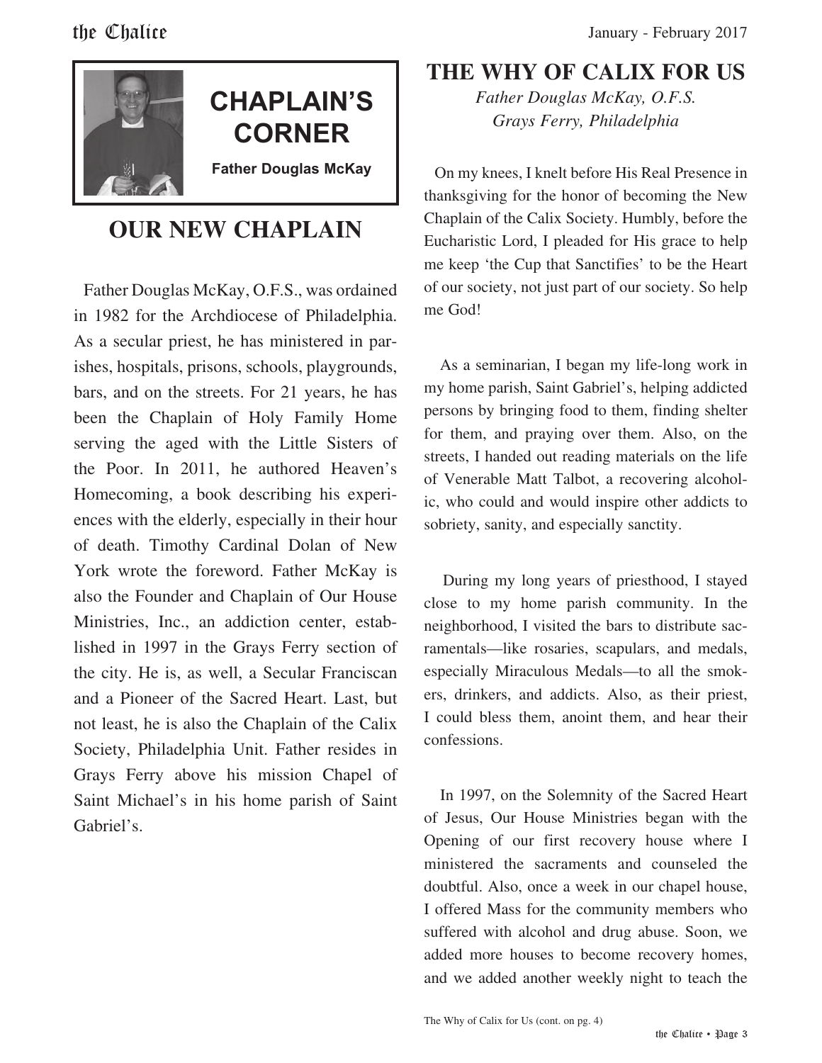## CHAPLAIN'S CORNER

**Father Douglas McKay**

## OUR NEW CHAPLAIN

Father Douglas McKay, O.F.S., was ordained in 1982 for the Archdiocese of Philadelphia. As a secular priest, he has ministered in parishes, hospitals, prisons, schools, playgrounds, bars, and on the streets. For 21 years, he has been the Chaplain of Holy Family Home serving the aged with the Little Sisters of the Poor. In 2011, he authored Heaven's Homecoming, a book describing his experiences with the elderly, especially in their hour of death. Timothy Cardinal Dolan of New York wrote the foreword. Father McKay is also the Founder and Chaplain of Our House Ministries, Inc., an addiction center, established in 1997 in the Grays Ferry section of the city. He is, as well, a Secular Franciscan and a Pioneer of the Sacred Heart. Last, but not least, he is also the Chaplain of the Calix Society, Philadelphia Unit. Father resides in Grays Ferry above his mission Chapel of Saint Michael's in his home parish of Saint Gabriel's.

## THE WHY OF CALIX FOR US

*Father Douglas McKay, O.F.S.*
*Grays Ferry, Philadelphia*

On my knees, I knelt before His Real Presence in thanksgiving for the honor of becoming the New Chaplain of the Calix Society. Humbly, before the Eucharistic Lord, I pleaded for His grace to help me keep 'the Cup that Sanctifies' to be the Heart of our society, not just part of our society. So help me God!

As a seminarian, I began my life-long work in my home parish, Saint Gabriel's, helping addicted persons by bringing food to them, finding shelter for them, and praying over them. Also, on the streets, I handed out reading materials on the life of Venerable Matt Talbot, a recovering alcoholic, who could and would inspire other addicts to sobriety, sanity, and especially sanctity.

During my long years of priesthood, I stayed close to my home parish community. In the neighborhood, I visited the bars to distribute sacramentals—like rosaries, scapulars, and medals, especially Miraculous Medals—to all the smokers, drinkers, and addicts. Also, as their priest, I could bless them, anoint them, and hear their confessions.

In 1997, on the Solemnity of the Sacred Heart of Jesus, Our House Ministries began with the Opening of our first recovery house where I ministered the sacraments and counseled the doubtful. Also, once a week in our chapel house, I offered Mass for the community members who suffered with alcohol and drug abuse. Soon, we added more houses to become recovery homes, and we added another weekly night to teach the

The Why of Calix for Us (cont. on pg. 4)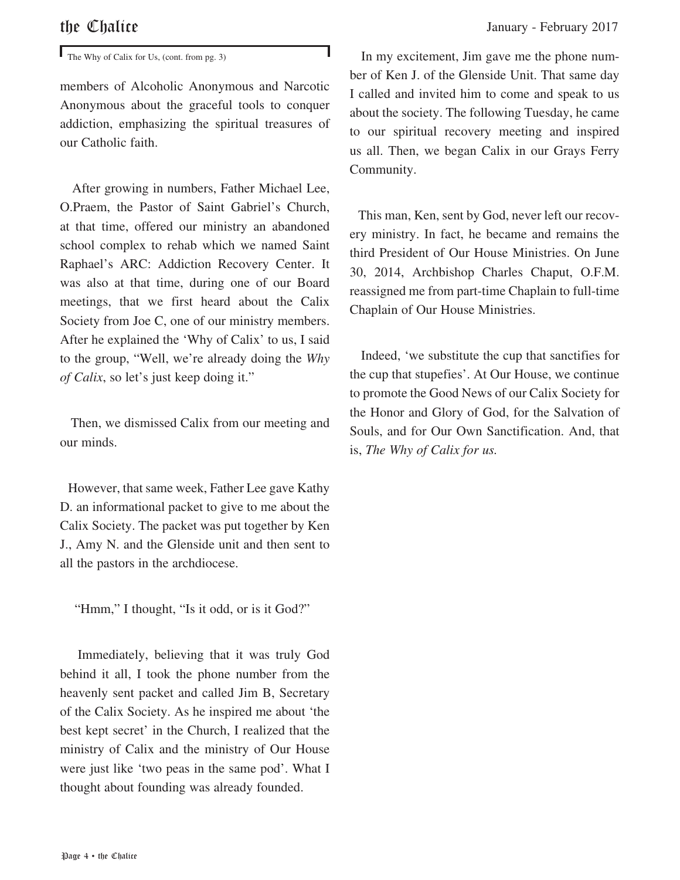The Why of Calix for Us, (cont. from pg. 3)

members of Alcoholic Anonymous and Narcotic Anonymous about the graceful tools to conquer addiction, emphasizing the spiritual treasures of our Catholic faith.

After growing in numbers, Father Michael Lee, O.Praem, the Pastor of Saint Gabriel's Church, at that time, offered our ministry an abandoned school complex to rehab which we named Saint Raphael's ARC: Addiction Recovery Center. It was also at that time, during one of our Board meetings, that we first heard about the Calix Society from Joe C, one of our ministry members. After he explained the 'Why of Calix' to us, I said to the group, "Well, we're already doing the *Why of Calix*, so let's just keep doing it."

Then, we dismissed Calix from our meeting and our minds.

However, that same week, Father Lee gave Kathy D. an informational packet to give to me about the Calix Society. The packet was put together by Ken J., Amy N. and the Glenside unit and then sent to all the pastors in the archdiocese.

"Hmm," I thought, "Is it odd, or is it God?"

Immediately, believing that it was truly God behind it all, I took the phone number from the heavenly sent packet and called Jim B, Secretary of the Calix Society. As he inspired me about 'the best kept secret' in the Church, I realized that the ministry of Calix and the ministry of Our House were just like 'two peas in the same pod'. What I thought about founding was already founded.

In my excitement, Jim gave me the phone number of Ken J. of the Glenside Unit. That same day I called and invited him to come and speak to us about the society. The following Tuesday, he came to our spiritual recovery meeting and inspired us all. Then, we began Calix in our Grays Ferry Community.

This man, Ken, sent by God, never left our recovery ministry. In fact, he became and remains the third President of Our House Ministries. On June 30, 2014, Archbishop Charles Chaput, O.F.M. reassigned me from part-time Chaplain to full-time Chaplain of Our House Ministries.

Indeed, 'we substitute the cup that sanctifies for the cup that stupefies'. At Our House, we continue to promote the Good News of our Calix Society for the Honor and Glory of God, for the Salvation of Souls, and for Our Own Sanctification. And, that is, *The Why of Calix for us.*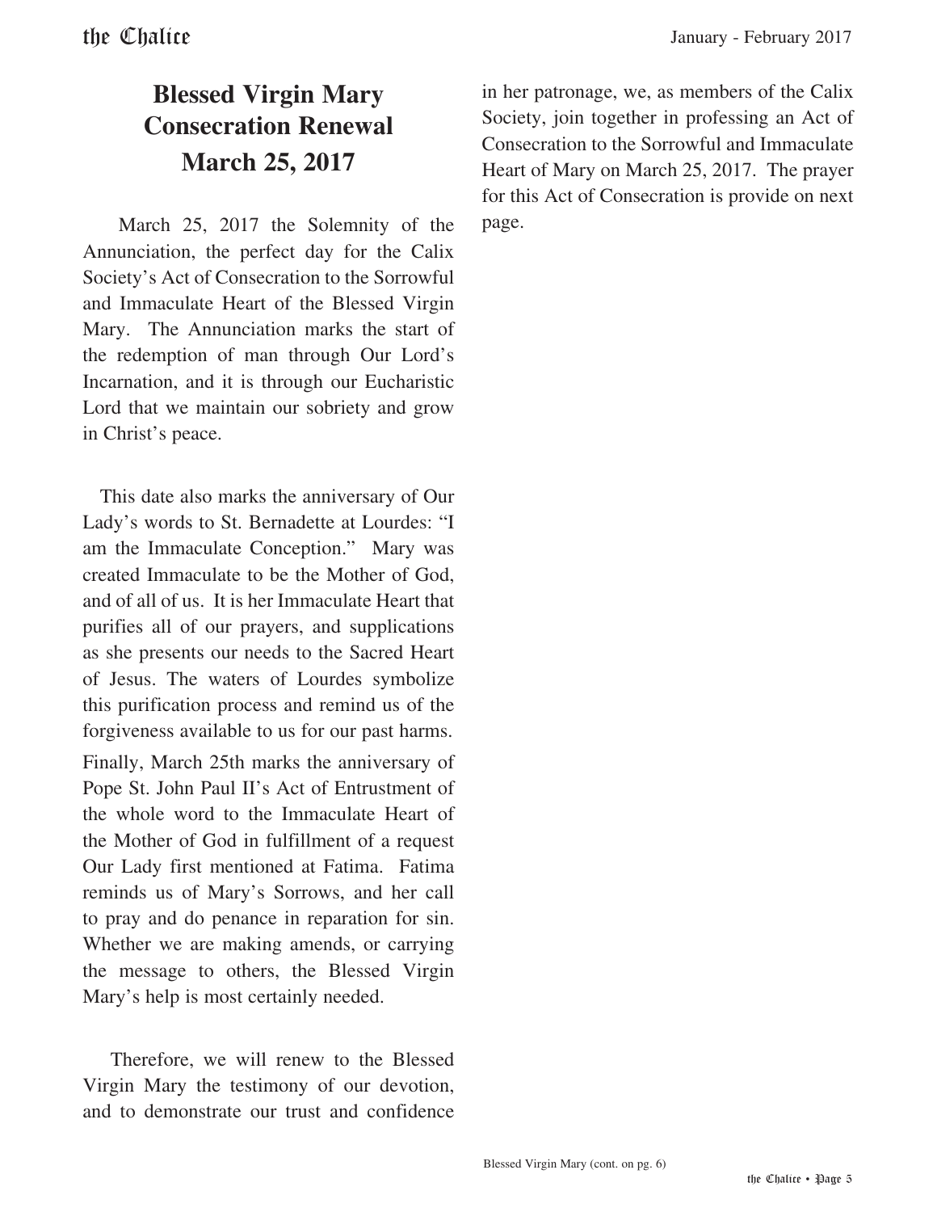# Blessed Virgin Mary Consecration Renewal March 25, 2017

March 25, 2017 the Solemnity of the Annunciation, the perfect day for the Calix Society's Act of Consecration to the Sorrowful and Immaculate Heart of the Blessed Virgin Mary. The Annunciation marks the start of the redemption of man through Our Lord's Incarnation, and it is through our Eucharistic Lord that we maintain our sobriety and grow in Christ's peace.

This date also marks the anniversary of Our Lady's words to St. Bernadette at Lourdes: "I am the Immaculate Conception." Mary was created Immaculate to be the Mother of God, and of all of us. It is her Immaculate Heart that purifies all of our prayers, and supplications as she presents our needs to the Sacred Heart of Jesus. The waters of Lourdes symbolize this purification process and remind us of the forgiveness available to us for our past harms. Finally, March 25th marks the anniversary of Pope St. John Paul II's Act of Entrustment of the whole word to the Immaculate Heart of the Mother of God in fulfillment of a request Our Lady first mentioned at Fatima. Fatima reminds us of Mary's Sorrows, and her call to pray and do penance in reparation for sin. Whether we are making amends, or carrying the message to others, the Blessed Virgin Mary's help is most certainly needed.

Therefore, we will renew to the Blessed Virgin Mary the testimony of our devotion, and to demonstrate our trust and confidence in her patronage, we, as members of the Calix Society, join together in professing an Act of Consecration to the Sorrowful and Immaculate Heart of Mary on March 25, 2017. The prayer for this Act of Consecration is provide on next page.

Blessed Virgin Mary (cont. on pg. 6)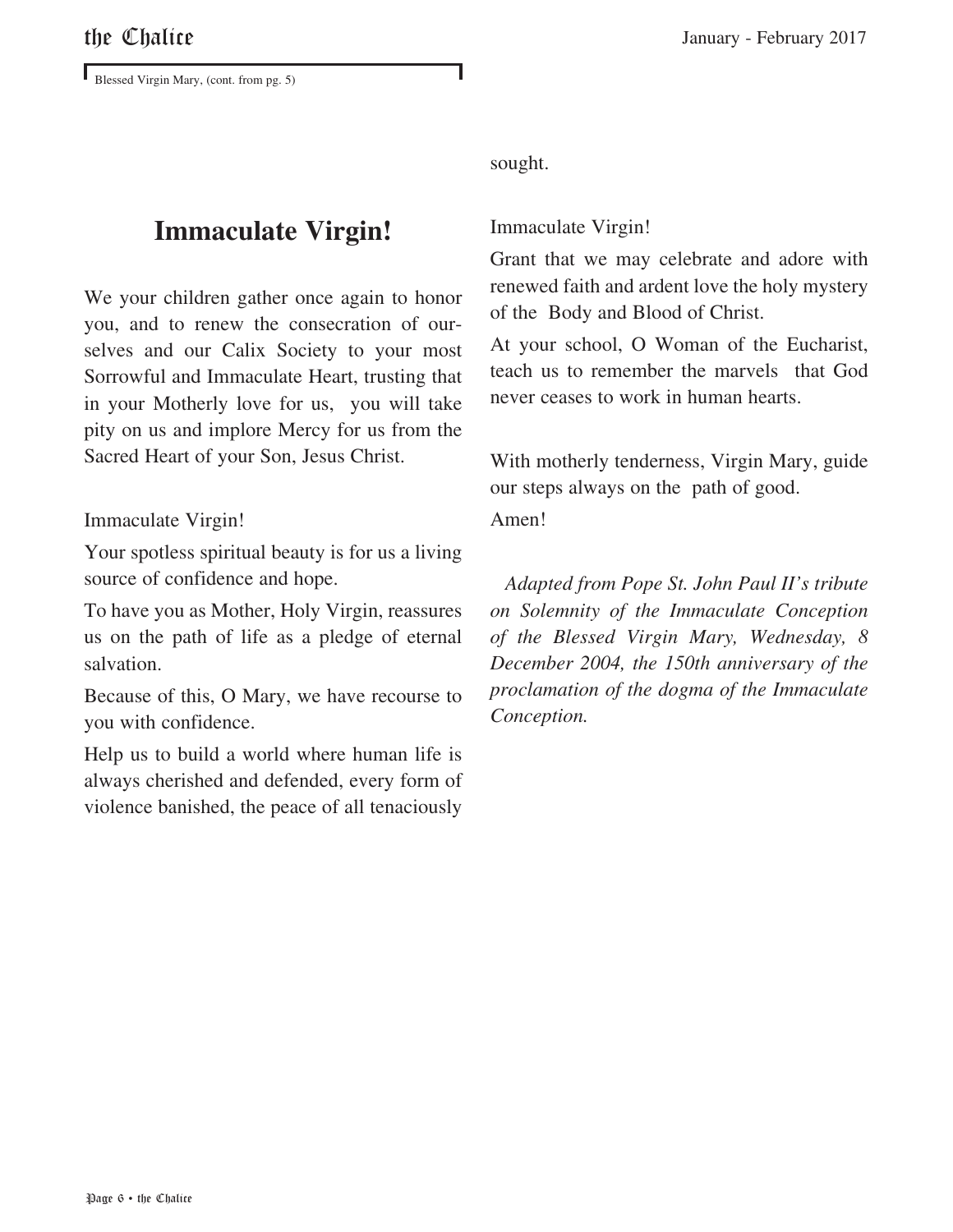Blessed Virgin Mary, (cont. from pg. 5)

## Immaculate Virgin!

We your children gather once again to honor you, and to renew the consecration of ourselves and our Calix Society to your most Sorrowful and Immaculate Heart, trusting that in your Motherly love for us, you will take pity on us and implore Mercy for us from the Sacred Heart of your Son, Jesus Christ.

Immaculate Virgin!

Your spotless spiritual beauty is for us a living source of confidence and hope.

To have you as Mother, Holy Virgin, reassures us on the path of life as a pledge of eternal salvation.

Because of this, O Mary, we have recourse to you with confidence.

Help us to build a world where human life is always cherished and defended, every form of violence banished, the peace of all tenaciously sought.

Immaculate Virgin!

Grant that we may celebrate and adore with renewed faith and ardent love the holy mystery of the Body and Blood of Christ.

At your school, O Woman of the Eucharist, teach us to remember the marvels that God never ceases to work in human hearts.

With motherly tenderness, Virgin Mary, guide our steps always on the path of good.

Amen!

*Adapted from Pope St. John Paul II's tribute on Solemnity of the Immaculate Conception of the Blessed Virgin Mary, Wednesday, 8 December 2004, the 150th anniversary of the proclamation of the dogma of the Immaculate Conception.*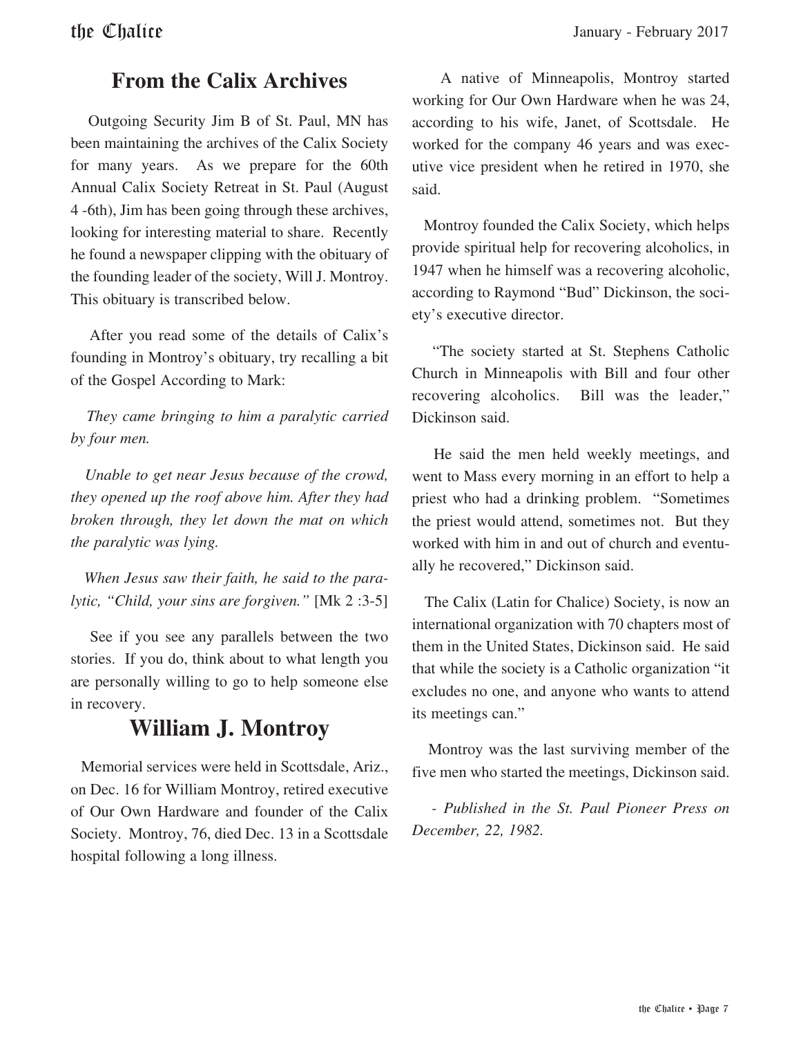## From the Calix Archives

Outgoing Security Jim B of St. Paul, MN has been maintaining the archives of the Calix Society for many years. As we prepare for the 60th Annual Calix Society Retreat in St. Paul (August 4 -6th), Jim has been going through these archives, looking for interesting material to share. Recently he found a newspaper clipping with the obituary of the founding leader of the society, Will J. Montroy. This obituary is transcribed below.

After you read some of the details of Calix's founding in Montroy's obituary, try recalling a bit of the Gospel According to Mark:

*They came bringing to him a paralytic carried by four men.*

*Unable to get near Jesus because of the crowd, they opened up the roof above him. After they had broken through, they let down the mat on which the paralytic was lying.*

*When Jesus saw their faith, he said to the paralytic, "Child, your sins are forgiven."* [Mk 2 :3-5]

See if you see any parallels between the two stories. If you do, think about to what length you are personally willing to go to help someone else in recovery.

## William J. Montroy

Memorial services were held in Scottsdale, Ariz., on Dec. 16 for William Montroy, retired executive of Our Own Hardware and founder of the Calix Society. Montroy, 76, died Dec. 13 in a Scottsdale hospital following a long illness.

A native of Minneapolis, Montroy started working for Our Own Hardware when he was 24, according to his wife, Janet, of Scottsdale. He worked for the company 46 years and was executive vice president when he retired in 1970, she said.

Montroy founded the Calix Society, which helps provide spiritual help for recovering alcoholics, in 1947 when he himself was a recovering alcoholic, according to Raymond "Bud" Dickinson, the society's executive director.

"The society started at St. Stephens Catholic Church in Minneapolis with Bill and four other recovering alcoholics. Bill was the leader," Dickinson said.

He said the men held weekly meetings, and went to Mass every morning in an effort to help a priest who had a drinking problem. "Sometimes the priest would attend, sometimes not. But they worked with him in and out of church and eventually he recovered," Dickinson said.

The Calix (Latin for Chalice) Society, is now an international organization with 70 chapters most of them in the United States, Dickinson said. He said that while the society is a Catholic organization "it excludes no one, and anyone who wants to attend its meetings can."

Montroy was the last surviving member of the five men who started the meetings, Dickinson said.

*- Published in the St. Paul Pioneer Press on December, 22, 1982.*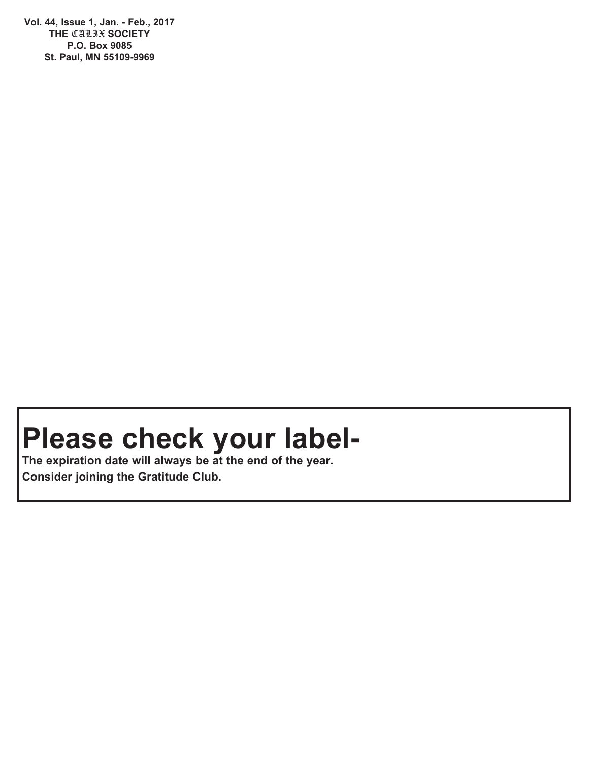Vol. 44, Issue 1, Jan. - Feb., 2017
THE CALIX SOCIETY
P.O. Box 9085
St. Paul, MN 55109-9969

# Please check your label-

**The expiration date will always be at the end of the year.**

**Consider joining the Gratitude Club.**